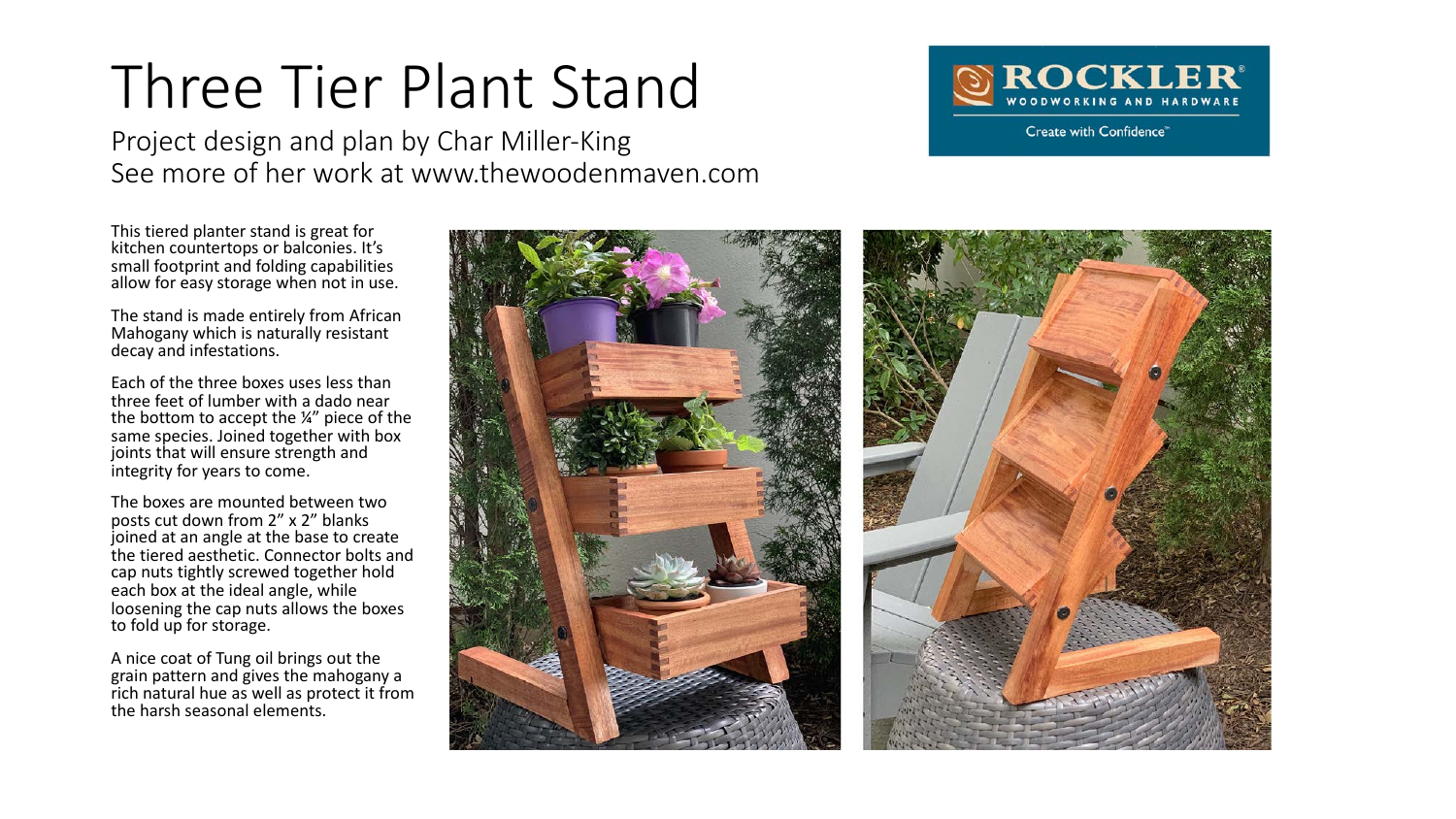# Three Tier Plant Stand

Project design and plan by Char Miller-King
See more of her work at www.thewoodenmaven.com

ROCKLER WOODWORKING AND HARDWARE
Create with Confidence™

This tiered planter stand is great for kitchen countertops or balconies. It's small footprint and folding capabilities allow for easy storage when not in use.

The stand is made entirely from African Mahogany which is naturally resistant decay and infestations.

Each of the three boxes uses less than three feet of lumber with a dado near the bottom to accept the ¼" piece of the same species. Joined together with box joints that will ensure strength and integrity for years to come.

The boxes are mounted between two posts cut down from 2" x 2" blanks joined at an angle at the base to create the tiered aesthetic. Connector bolts and cap nuts tightly screwed together hold each box at the ideal angle, while loosening the cap nuts allows the boxes to fold up for storage.

A nice coat of Tung oil brings out the grain pattern and gives the mahogany a rich natural hue as well as protect it from the harsh seasonal elements.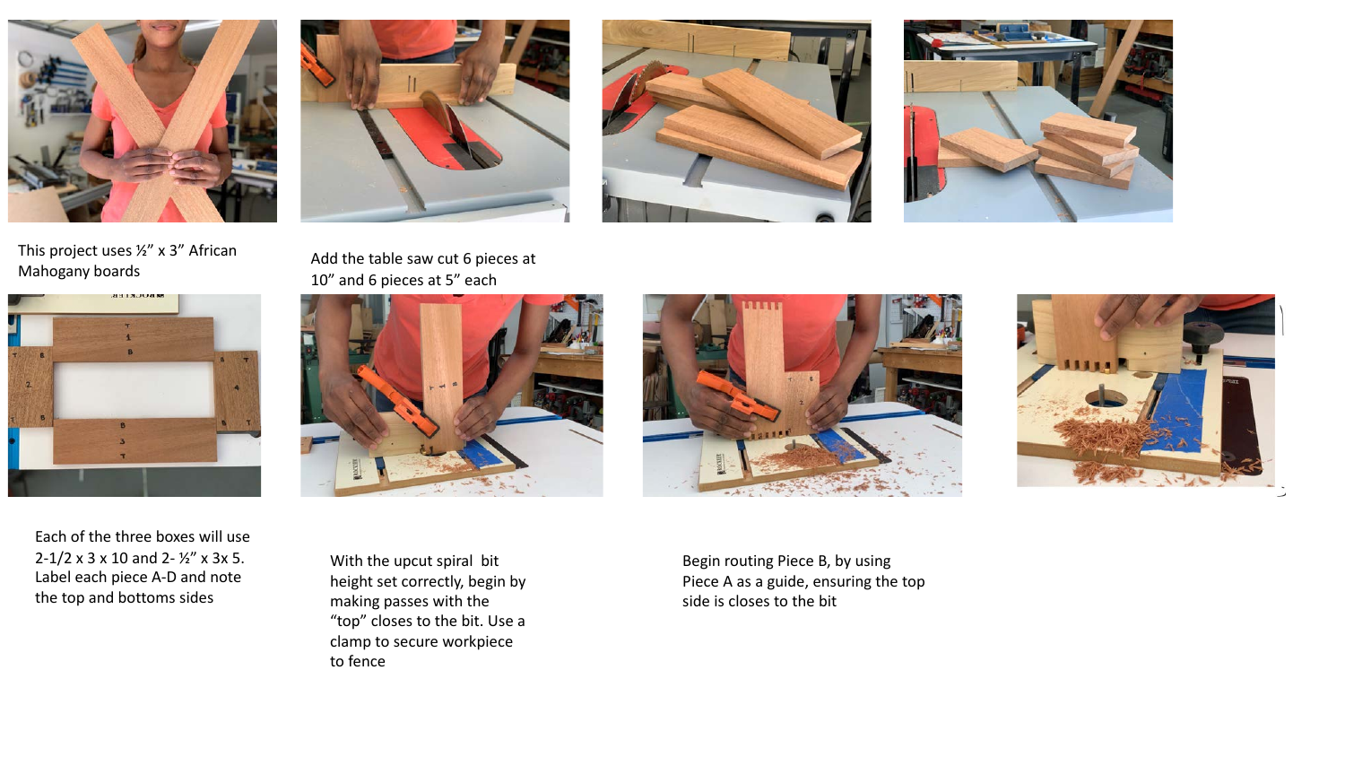This project uses ½" x 3" African Mahogany boards

Add the table saw cut 6 pieces at 10" and 6 pieces at 5" each

Each of the three boxes will use 2-1/2 x 3 x 10 and 2- ½" x 3x 5. Label each piece A-D and note the top and bottoms sides

With the upcut spiral bit height set correctly, begin by making passes with the "top" closes to the bit. Use a clamp to secure workpiece to fence

Begin routing Piece B, by using Piece A as a guide, ensuring the top side is closes to the bit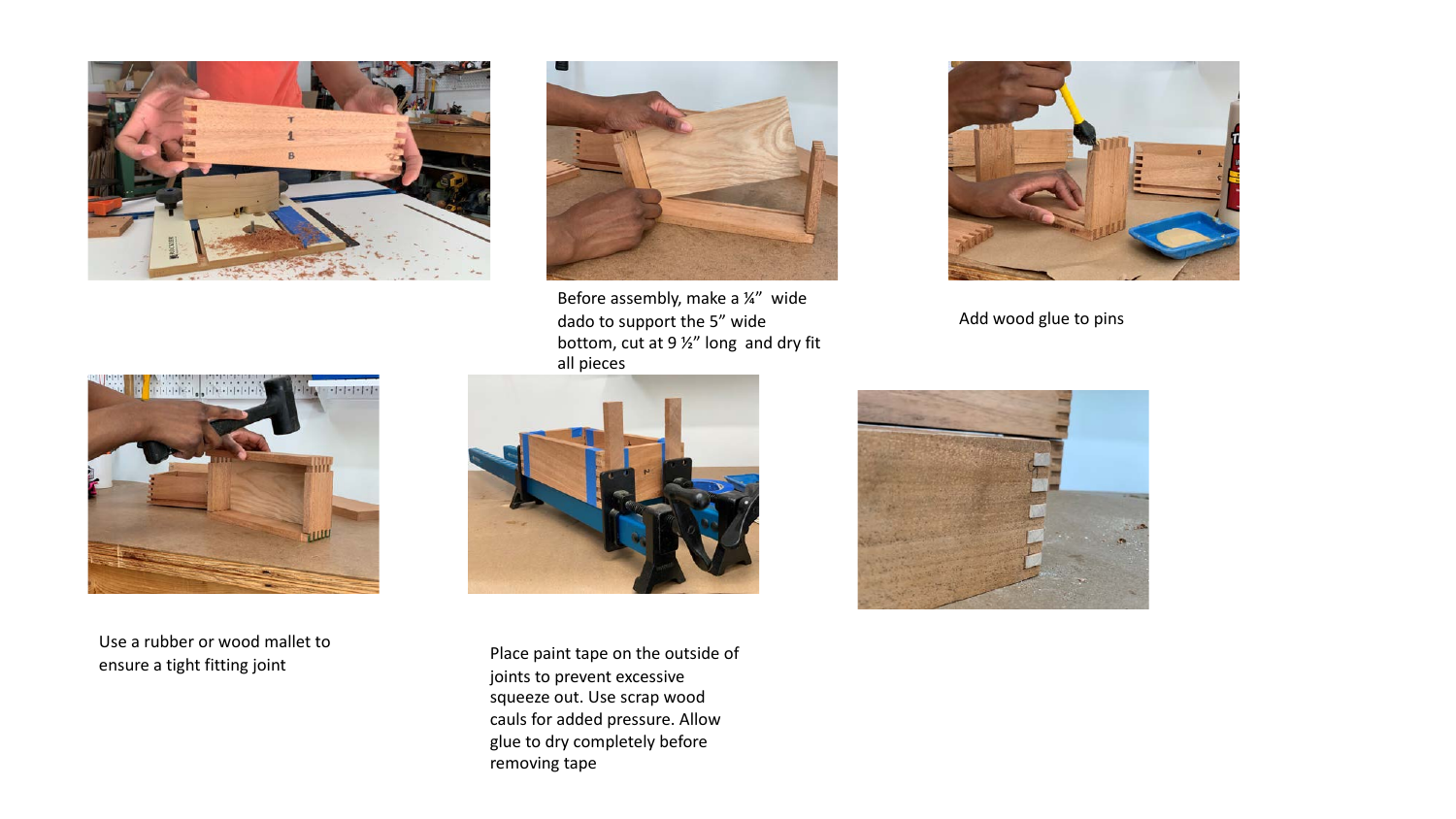Before assembly, make a ¼" wide dado to support the 5" wide bottom, cut at 9 ½" long and dry fit all pieces

Add wood glue to pins

Use a rubber or wood mallet to ensure a tight fitting joint

Place paint tape on the outside of joints to prevent excessive squeeze out. Use scrap wood cauls for added pressure. Allow glue to dry completely before removing tape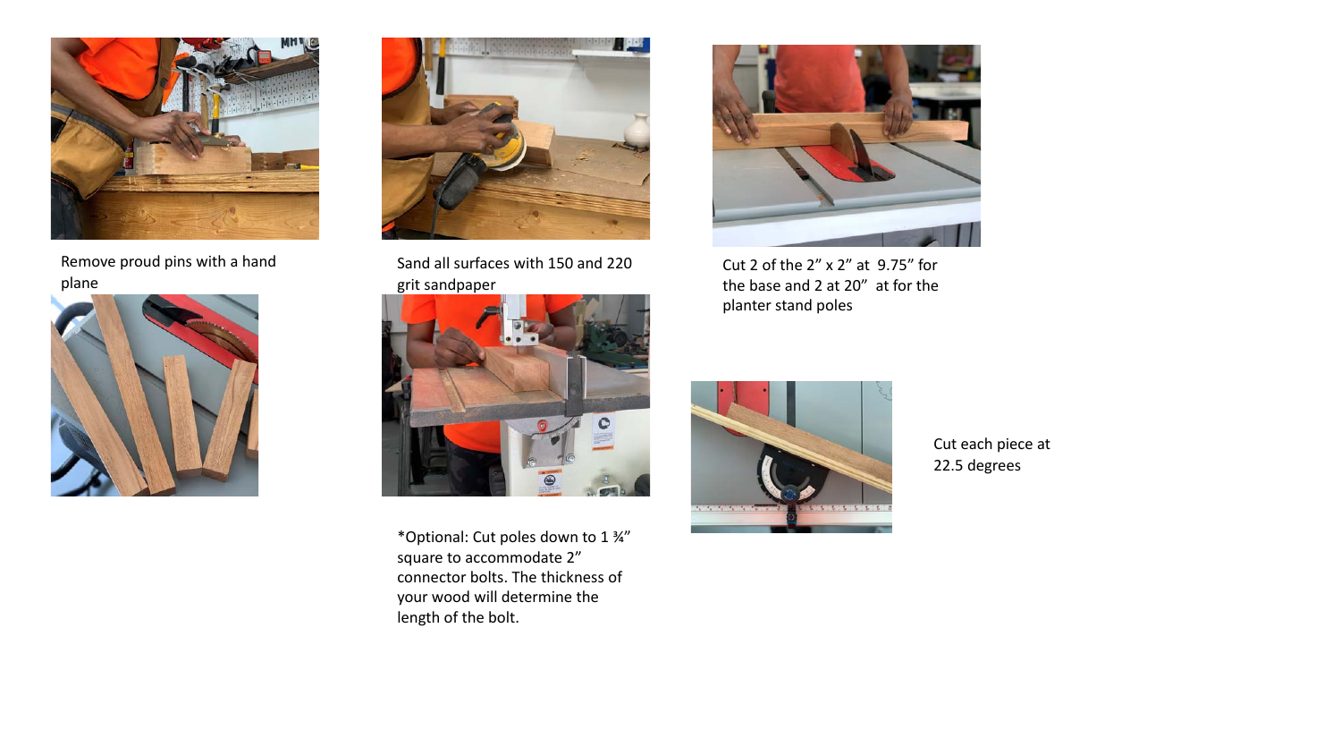Remove proud pins with a hand plane

Sand all surfaces with 150 and 220 grit sandpaper

Cut 2 of the 2" x 2" at 9.75" for the base and 2 at 20" at for the planter stand poles

*Optional: Cut poles down to 1 ¾" square to accommodate 2" connector bolts. The thickness of your wood will determine the length of the bolt.

Cut each piece at 22.5 degrees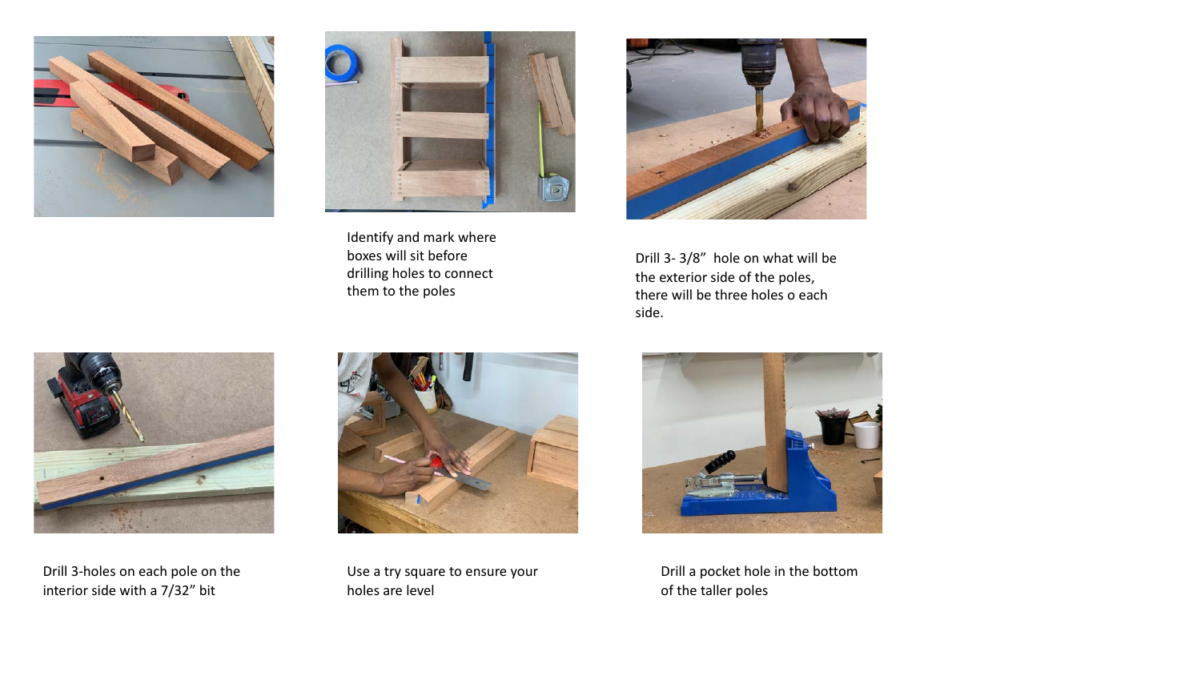Identify and mark where boxes will sit before drilling holes to connect them to the poles

Drill 3- 3/8"  hole on what will be the exterior side of the poles, there will be three holes o each side.

Drill 3-holes on each pole on the interior side with a 7/32" bit

Use a try square to ensure your holes are level

Drill a pocket hole in the bottom of the taller poles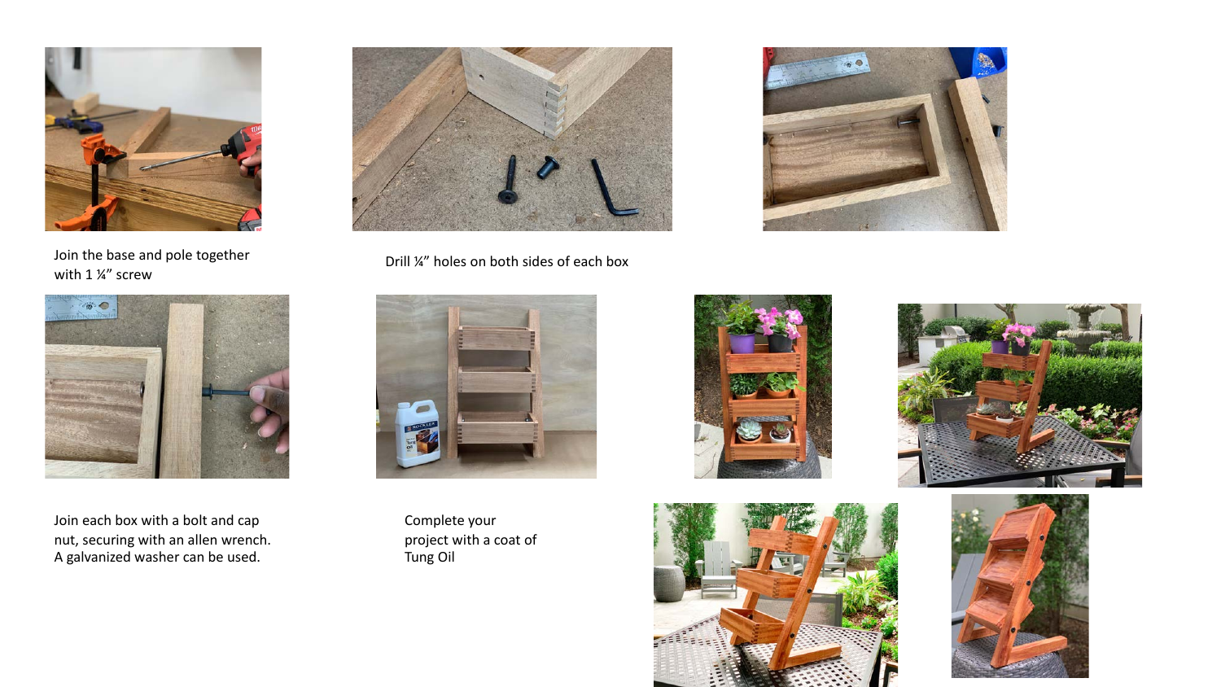Join the base and pole together with 1 ¼" screw

Drill ¼" holes on both sides of each box

Join each box with a bolt and cap nut, securing with an allen wrench. A galvanized washer can be used.

Complete your project with a coat of Tung Oil